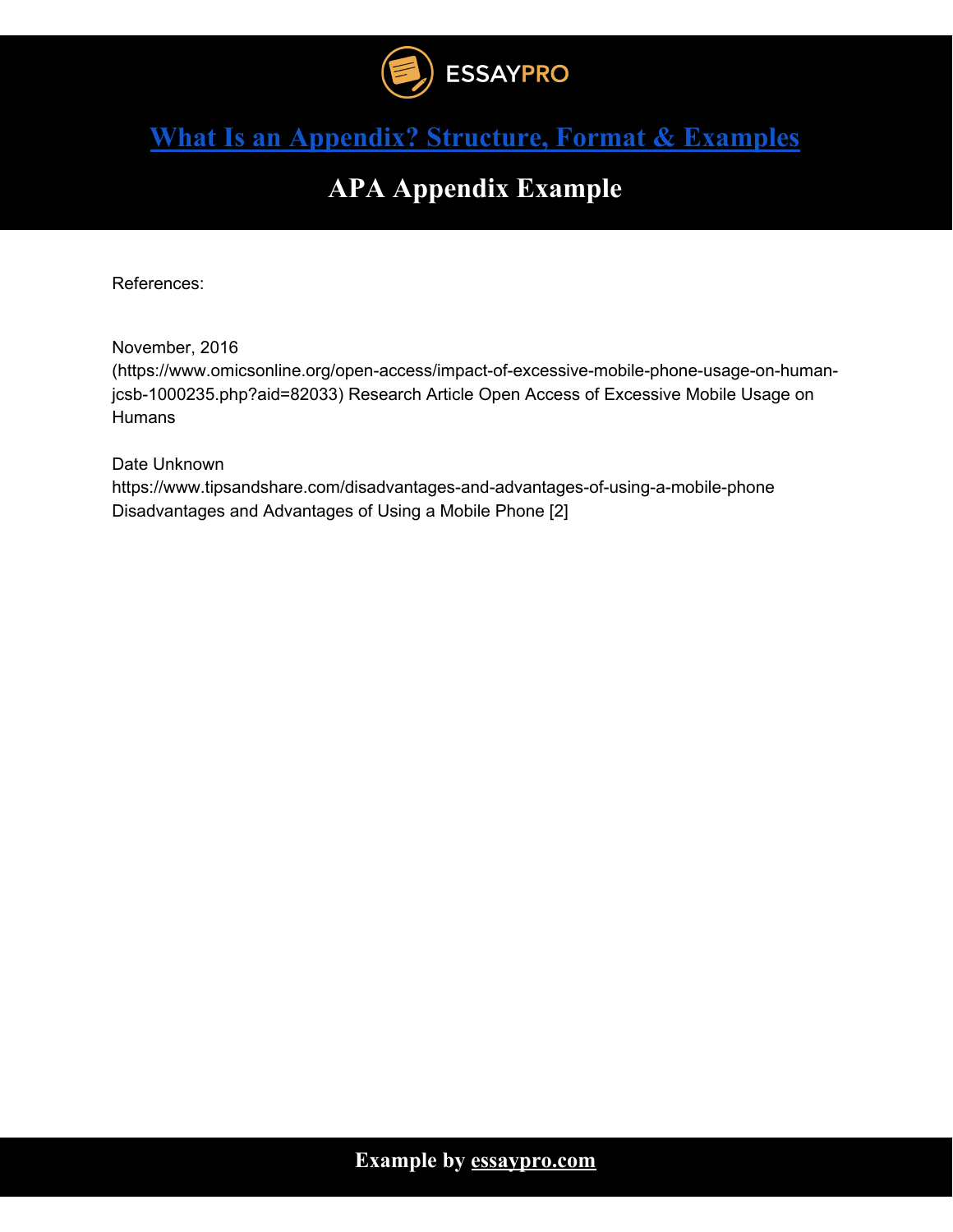# [What Is an Appendix? Structure, Format & Examples](https://essaypro.com)

## APA Appendix Example

References:

November, 2016
(https://www.omicsonline.org/open-access/impact-of-excessive-mobile-phone-usage-on-human-jcsb-1000235.php?aid=82033) Research Article Open Access of Excessive Mobile Usage on Humans

Date Unknown
https://www.tipsandshare.com/disadvantages-and-advantages-of-using-a-mobile-phone
Disadvantages and Advantages of Using a Mobile Phone [2]

**Example by essaypro.com**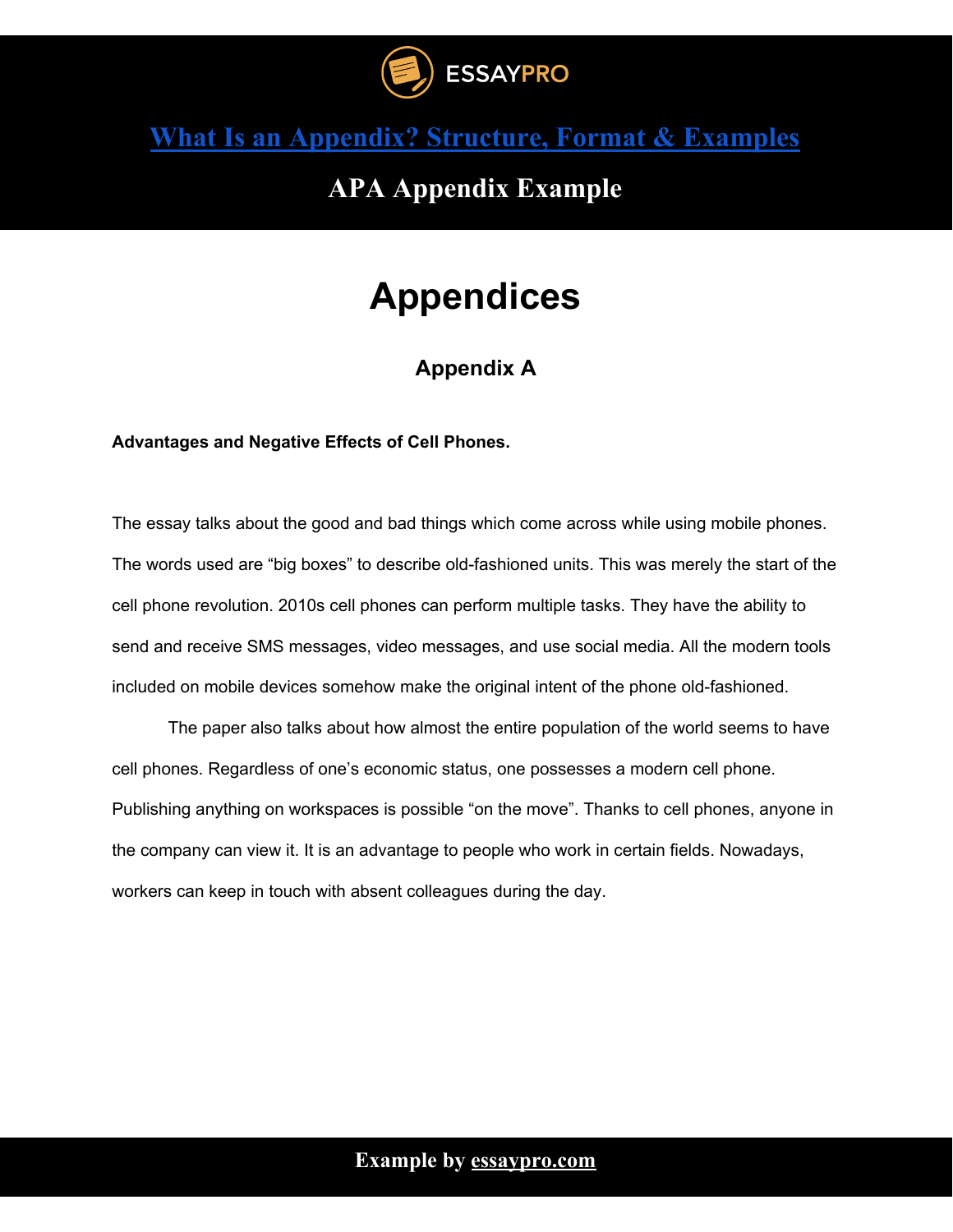# What Is an Appendix? Structure, Format & Examples

## APA Appendix Example

# Appendices

## Appendix A

**Advantages and Negative Effects of Cell Phones.**

The essay talks about the good and bad things which come across while using mobile phones. The words used are “big boxes” to describe old-fashioned units. This was merely the start of the cell phone revolution. 2010s cell phones can perform multiple tasks. They have the ability to send and receive SMS messages, video messages, and use social media. All the modern tools included on mobile devices somehow make the original intent of the phone old-fashioned.

The paper also talks about how almost the entire population of the world seems to have cell phones. Regardless of one’s economic status, one possesses a modern cell phone. Publishing anything on workspaces is possible “on the move”. Thanks to cell phones, anyone in the company can view it. It is an advantage to people who work in certain fields. Nowadays, workers can keep in touch with absent colleagues during the day.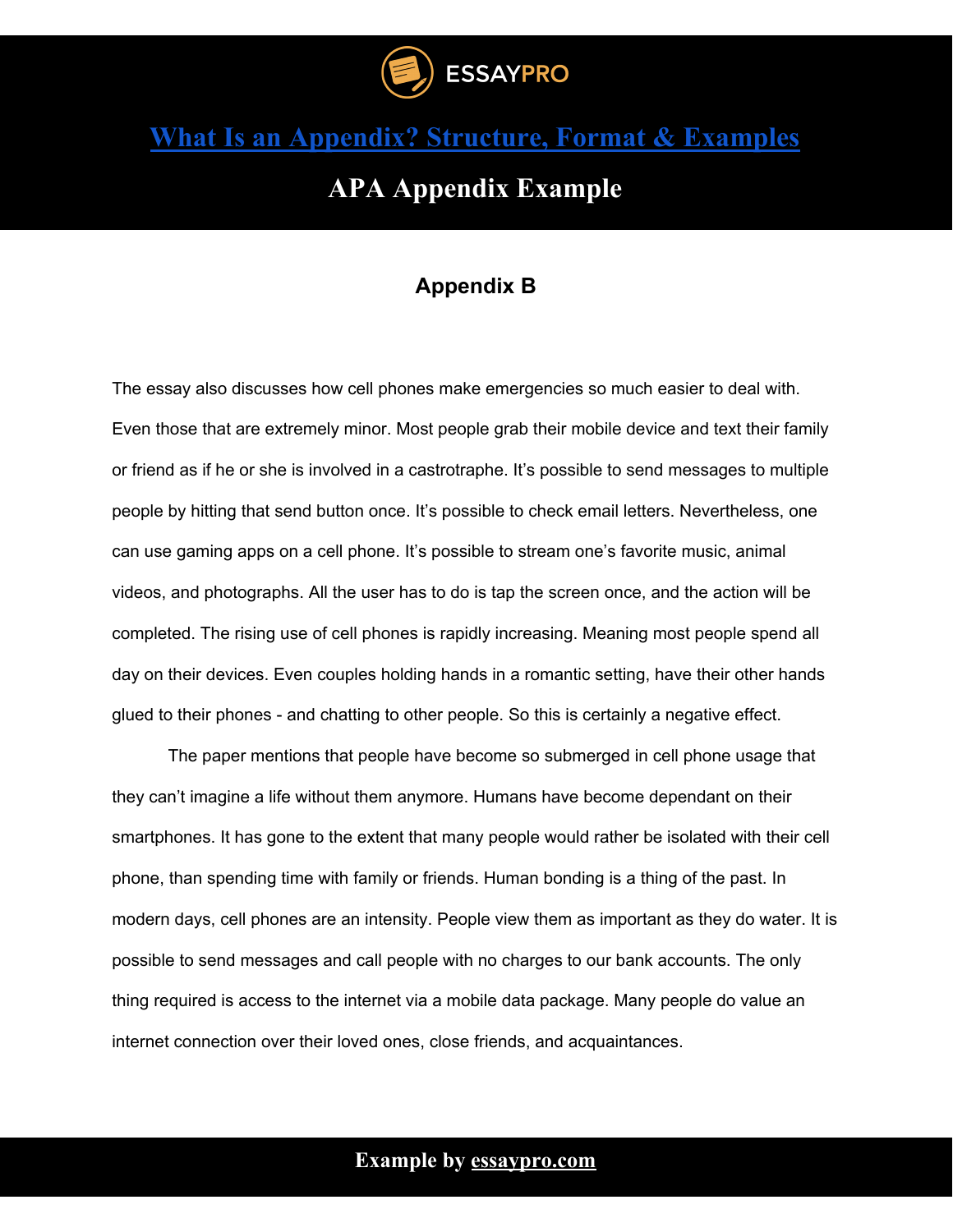# What Is an Appendix? Structure, Format & Examples

## APA Appendix Example

### Appendix B

The essay also discusses how cell phones make emergencies so much easier to deal with. Even those that are extremely minor. Most people grab their mobile device and text their family or friend as if he or she is involved in a castrotraphe. It's possible to send messages to multiple people by hitting that send button once. It's possible to check email letters. Nevertheless, one can use gaming apps on a cell phone. It's possible to stream one's favorite music, animal videos, and photographs. All the user has to do is tap the screen once, and the action will be completed. The rising use of cell phones is rapidly increasing. Meaning most people spend all day on their devices. Even couples holding hands in a romantic setting, have their other hands glued to their phones - and chatting to other people. So this is certainly a negative effect.

The paper mentions that people have become so submerged in cell phone usage that they can't imagine a life without them anymore. Humans have become dependant on their smartphones. It has gone to the extent that many people would rather be isolated with their cell phone, than spending time with family or friends. Human bonding is a thing of the past. In modern days, cell phones are an intensity. People view them as important as they do water. It is possible to send messages and call people with no charges to our bank accounts. The only thing required is access to the internet via a mobile data package. Many people do value an internet connection over their loved ones, close friends, and acquaintances.

Example by essaypro.com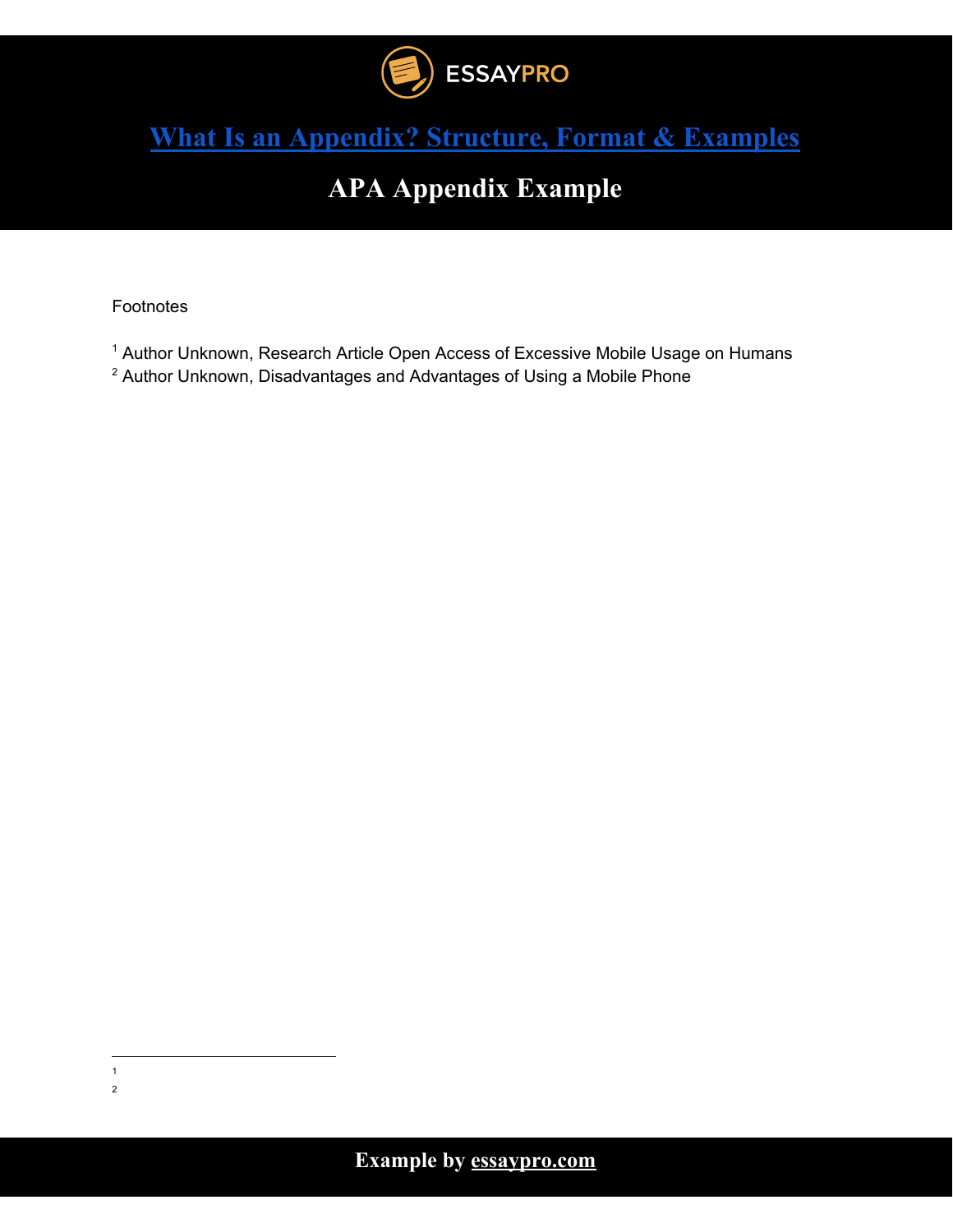Footnotes

[1] Author Unknown, Research Article Open Access of Excessive Mobile Usage on Humans

[2] Author Unknown, Disadvantages and Advantages of Using a Mobile Phone